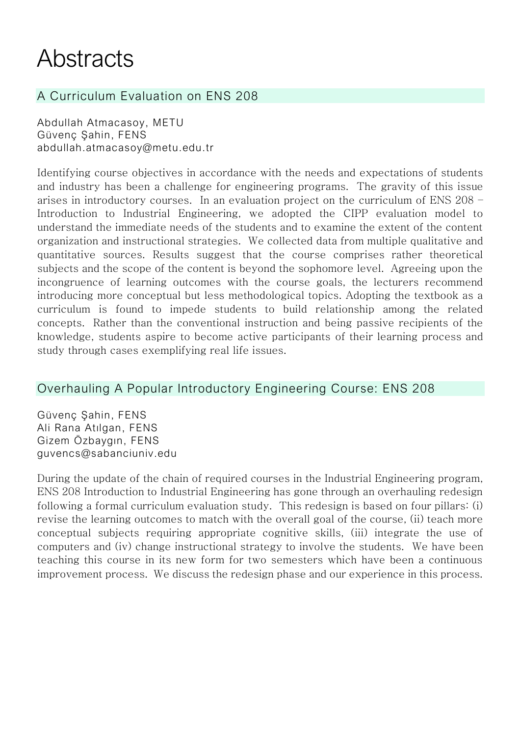# Abstracts

## A Curriculum Evaluation on ENS 208

Abdullah Atmacasoy, METU
Güvenç Şahin, FENS
abdullah.atmacasoy@metu.edu.tr

Identifying course objectives in accordance with the needs and expectations of students and industry has been a challenge for engineering programs. The gravity of this issue arises in introductory courses. In an evaluation project on the curriculum of ENS 208 – Introduction to Industrial Engineering, we adopted the CIPP evaluation model to understand the immediate needs of the students and to examine the extent of the content organization and instructional strategies. We collected data from multiple qualitative and quantitative sources. Results suggest that the course comprises rather theoretical subjects and the scope of the content is beyond the sophomore level. Agreeing upon the incongruence of learning outcomes with the course goals, the lecturers recommend introducing more conceptual but less methodological topics. Adopting the textbook as a curriculum is found to impede students to build relationship among the related concepts. Rather than the conventional instruction and being passive recipients of the knowledge, students aspire to become active participants of their learning process and study through cases exemplifying real life issues.

## Overhauling A Popular Introductory Engineering Course: ENS 208

Güvenç Şahin, FENS
Ali Rana Atılgan, FENS
Gizem Özbaygın, FENS
guvencs@sabanciuniv.edu

During the update of the chain of required courses in the Industrial Engineering program, ENS 208 Introduction to Industrial Engineering has gone through an overhauling redesign following a formal curriculum evaluation study. This redesign is based on four pillars: (i) revise the learning outcomes to match with the overall goal of the course, (ii) teach more conceptual subjects requiring appropriate cognitive skills, (iii) integrate the use of computers and (iv) change instructional strategy to involve the students. We have been teaching this course in its new form for two semesters which have been a continuous improvement process. We discuss the redesign phase and our experience in this process.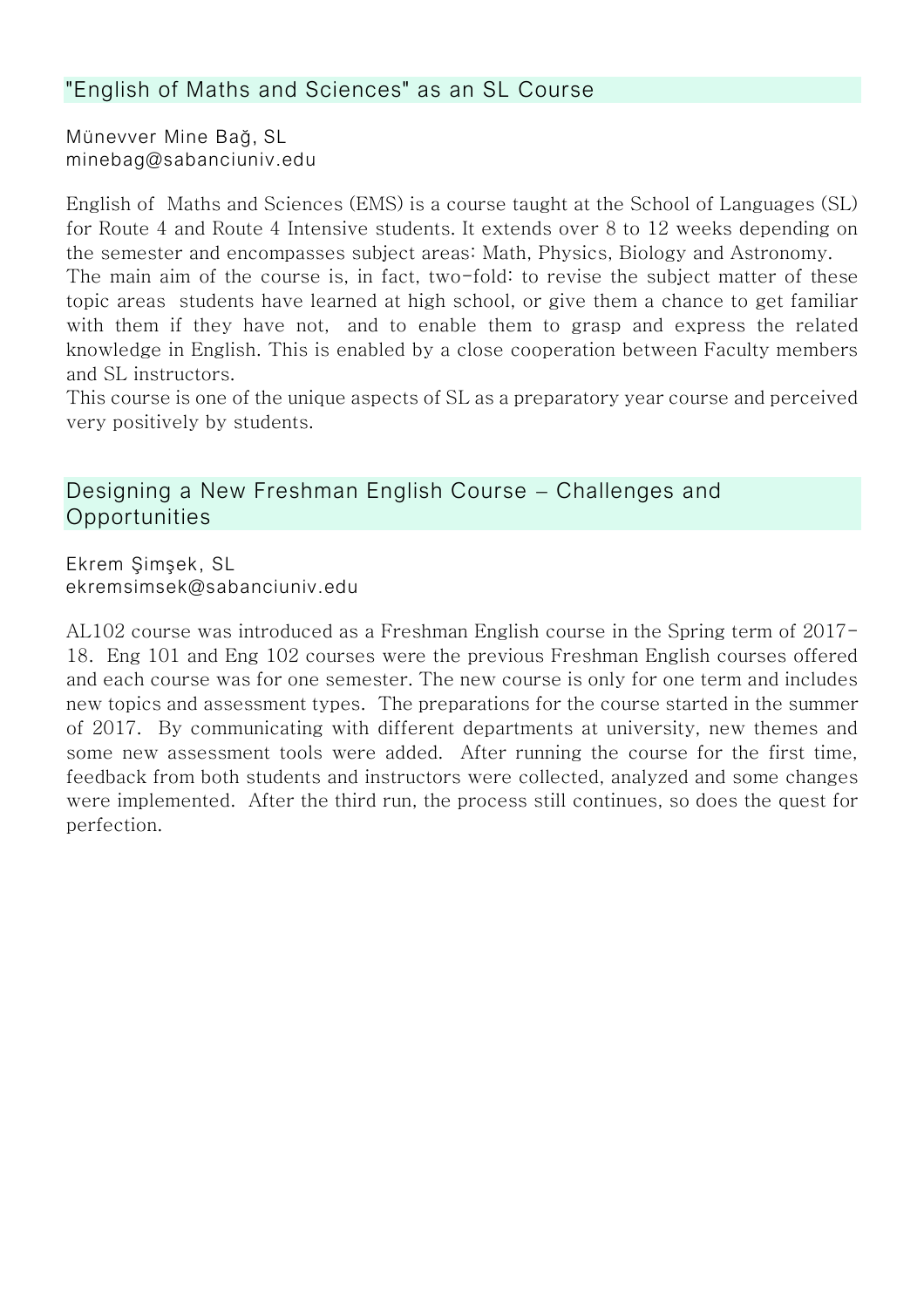## "English of Maths and Sciences" as an SL Course

Münevver Mine Bağ, SL
minebag@sabanciuniv.edu

English of Maths and Sciences (EMS) is a course taught at the School of Languages (SL) for Route 4 and Route 4 Intensive students. It extends over 8 to 12 weeks depending on the semester and encompasses subject areas: Math, Physics, Biology and Astronomy.
The main aim of the course is, in fact, two-fold: to revise the subject matter of these topic areas students have learned at high school, or give them a chance to get familiar with them if they have not, and to enable them to grasp and express the related knowledge in English. This is enabled by a close cooperation between Faculty members and SL instructors.
This course is one of the unique aspects of SL as a preparatory year course and perceived very positively by students.

## Designing a New Freshman English Course – Challenges and Opportunities

Ekrem Şimşek, SL
ekremsimsek@sabanciuniv.edu

AL102 course was introduced as a Freshman English course in the Spring term of 2017-18. Eng 101 and Eng 102 courses were the previous Freshman English courses offered and each course was for one semester. The new course is only for one term and includes new topics and assessment types. The preparations for the course started in the summer of 2017. By communicating with different departments at university, new themes and some new assessment tools were added. After running the course for the first time, feedback from both students and instructors were collected, analyzed and some changes were implemented. After the third run, the process still continues, so does the quest for perfection.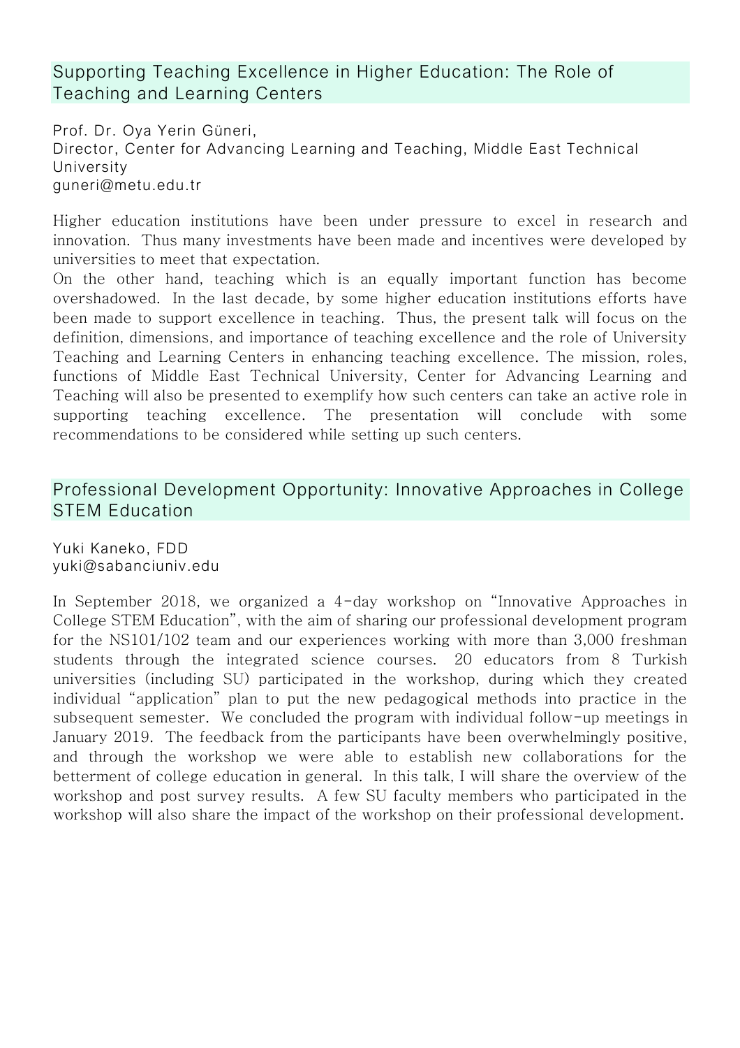## Supporting Teaching Excellence in Higher Education: The Role of Teaching and Learning Centers

Prof. Dr. Oya Yerin Güneri,
Director, Center for Advancing Learning and Teaching, Middle East Technical University
guneri@metu.edu.tr

Higher education institutions have been under pressure to excel in research and innovation. Thus many investments have been made and incentives were developed by universities to meet that expectation.
On the other hand, teaching which is an equally important function has become overshadowed. In the last decade, by some higher education institutions efforts have been made to support excellence in teaching. Thus, the present talk will focus on the definition, dimensions, and importance of teaching excellence and the role of University Teaching and Learning Centers in enhancing teaching excellence. The mission, roles, functions of Middle East Technical University, Center for Advancing Learning and Teaching will also be presented to exemplify how such centers can take an active role in supporting teaching excellence. The presentation will conclude with some recommendations to be considered while setting up such centers.

## Professional Development Opportunity: Innovative Approaches in College STEM Education

Yuki Kaneko, FDD
yuki@sabanciuniv.edu

In September 2018, we organized a 4-day workshop on "Innovative Approaches in College STEM Education", with the aim of sharing our professional development program for the NS101/102 team and our experiences working with more than 3,000 freshman students through the integrated science courses. 20 educators from 8 Turkish universities (including SU) participated in the workshop, during which they created individual "application" plan to put the new pedagogical methods into practice in the subsequent semester. We concluded the program with individual follow-up meetings in January 2019. The feedback from the participants have been overwhelmingly positive, and through the workshop we were able to establish new collaborations for the betterment of college education in general. In this talk, I will share the overview of the workshop and post survey results. A few SU faculty members who participated in the workshop will also share the impact of the workshop on their professional development.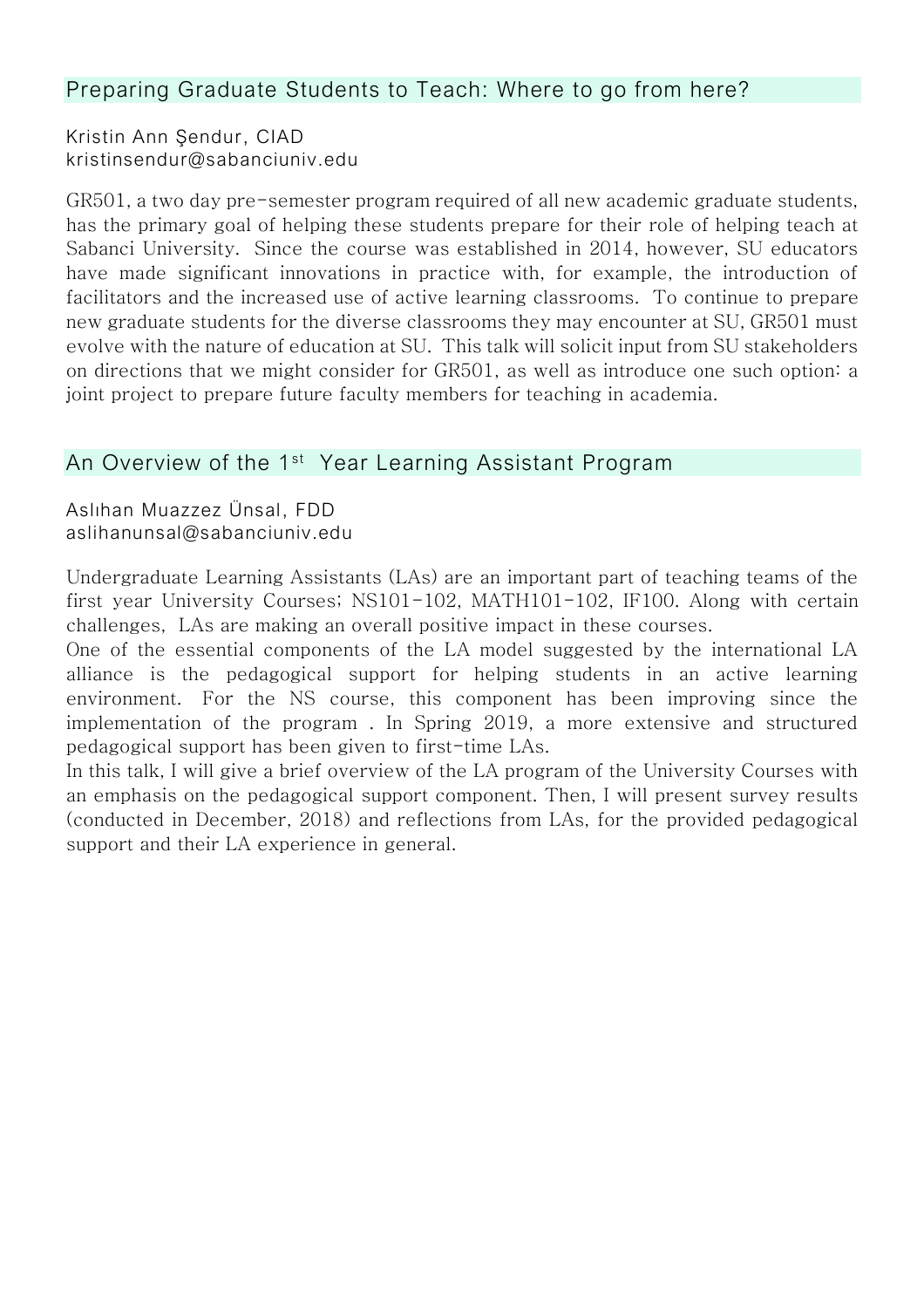## Preparing Graduate Students to Teach: Where to go from here?

Kristin Ann Şendur, CIAD
kristinsendur@sabanciuniv.edu

GR501, a two day pre-semester program required of all new academic graduate students, has the primary goal of helping these students prepare for their role of helping teach at Sabanci University. Since the course was established in 2014, however, SU educators have made significant innovations in practice with, for example, the introduction of facilitators and the increased use of active learning classrooms. To continue to prepare new graduate students for the diverse classrooms they may encounter at SU, GR501 must evolve with the nature of education at SU. This talk will solicit input from SU stakeholders on directions that we might consider for GR501, as well as introduce one such option: a joint project to prepare future faculty members for teaching in academia.

## An Overview of the 1st Year Learning Assistant Program

Aslıhan Muazzez Ünsal, FDD
aslihanunsal@sabanciuniv.edu

Undergraduate Learning Assistants (LAs) are an important part of teaching teams of the first year University Courses; NS101-102, MATH101-102, IF100. Along with certain challenges, LAs are making an overall positive impact in these courses.

One of the essential components of the LA model suggested by the international LA alliance is the pedagogical support for helping students in an active learning environment. For the NS course, this component has been improving since the implementation of the program . In Spring 2019, a more extensive and structured pedagogical support has been given to first-time LAs.

In this talk, I will give a brief overview of the LA program of the University Courses with an emphasis on the pedagogical support component. Then, I will present survey results (conducted in December, 2018) and reflections from LAs, for the provided pedagogical support and their LA experience in general.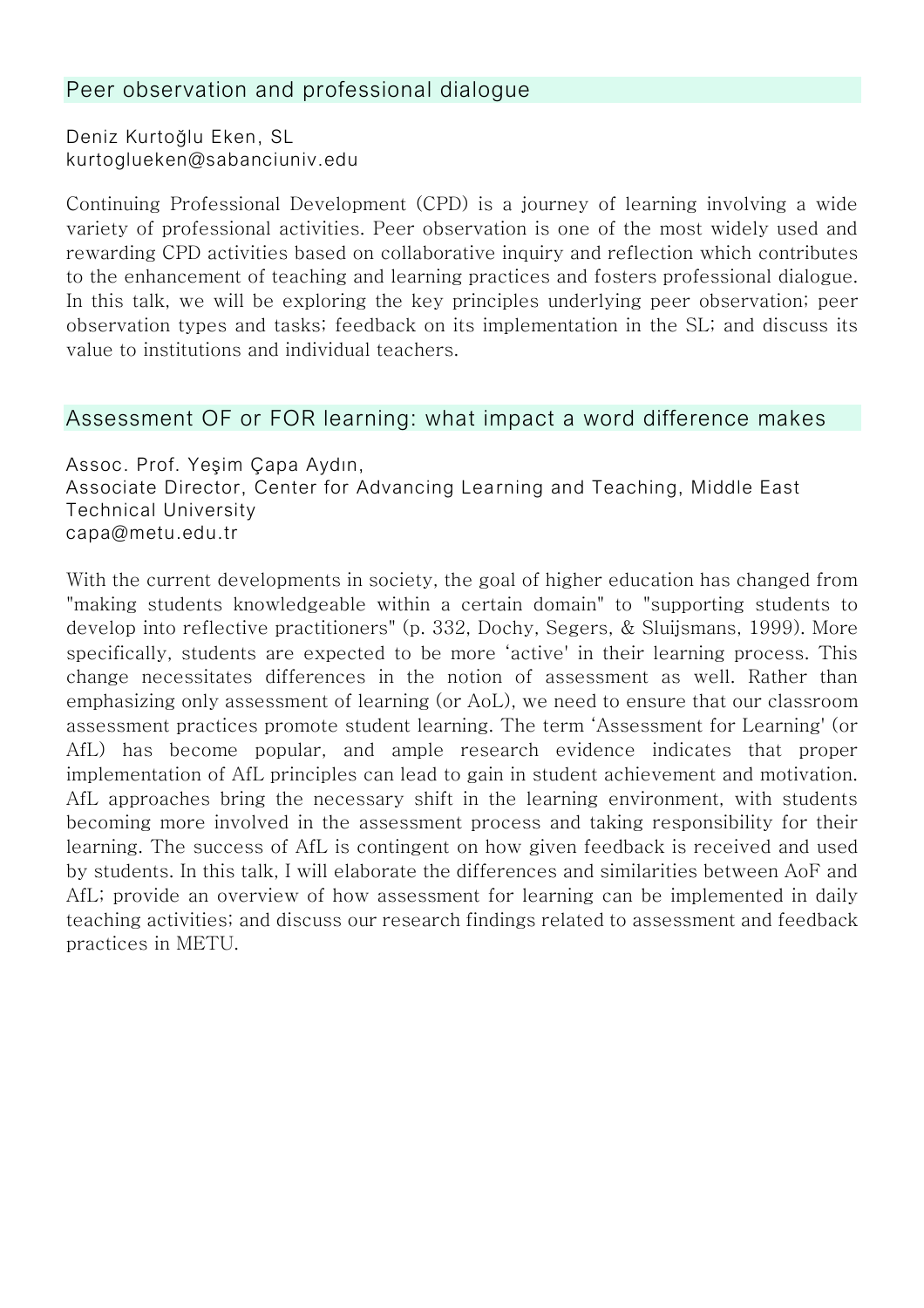## Peer observation and professional dialogue

Deniz Kurtoğlu Eken, SL
kurtoglueken@sabanciuniv.edu

Continuing Professional Development (CPD) is a journey of learning involving a wide variety of professional activities. Peer observation is one of the most widely used and rewarding CPD activities based on collaborative inquiry and reflection which contributes to the enhancement of teaching and learning practices and fosters professional dialogue. In this talk, we will be exploring the key principles underlying peer observation; peer observation types and tasks; feedback on its implementation in the SL; and discuss its value to institutions and individual teachers.

## Assessment OF or FOR learning: what impact a word difference makes

Assoc. Prof. Yeşim Çapa Aydın,
Associate Director, Center for Advancing Learning and Teaching, Middle East Technical University
capa@metu.edu.tr

With the current developments in society, the goal of higher education has changed from "making students knowledgeable within a certain domain" to "supporting students to develop into reflective practitioners" (p. 332, Dochy, Segers, & Sluijsmans, 1999). More specifically, students are expected to be more 'active' in their learning process. This change necessitates differences in the notion of assessment as well. Rather than emphasizing only assessment of learning (or AoL), we need to ensure that our classroom assessment practices promote student learning. The term 'Assessment for Learning' (or AfL) has become popular, and ample research evidence indicates that proper implementation of AfL principles can lead to gain in student achievement and motivation. AfL approaches bring the necessary shift in the learning environment, with students becoming more involved in the assessment process and taking responsibility for their learning. The success of AfL is contingent on how given feedback is received and used by students. In this talk, I will elaborate the differences and similarities between AoF and AfL; provide an overview of how assessment for learning can be implemented in daily teaching activities; and discuss our research findings related to assessment and feedback practices in METU.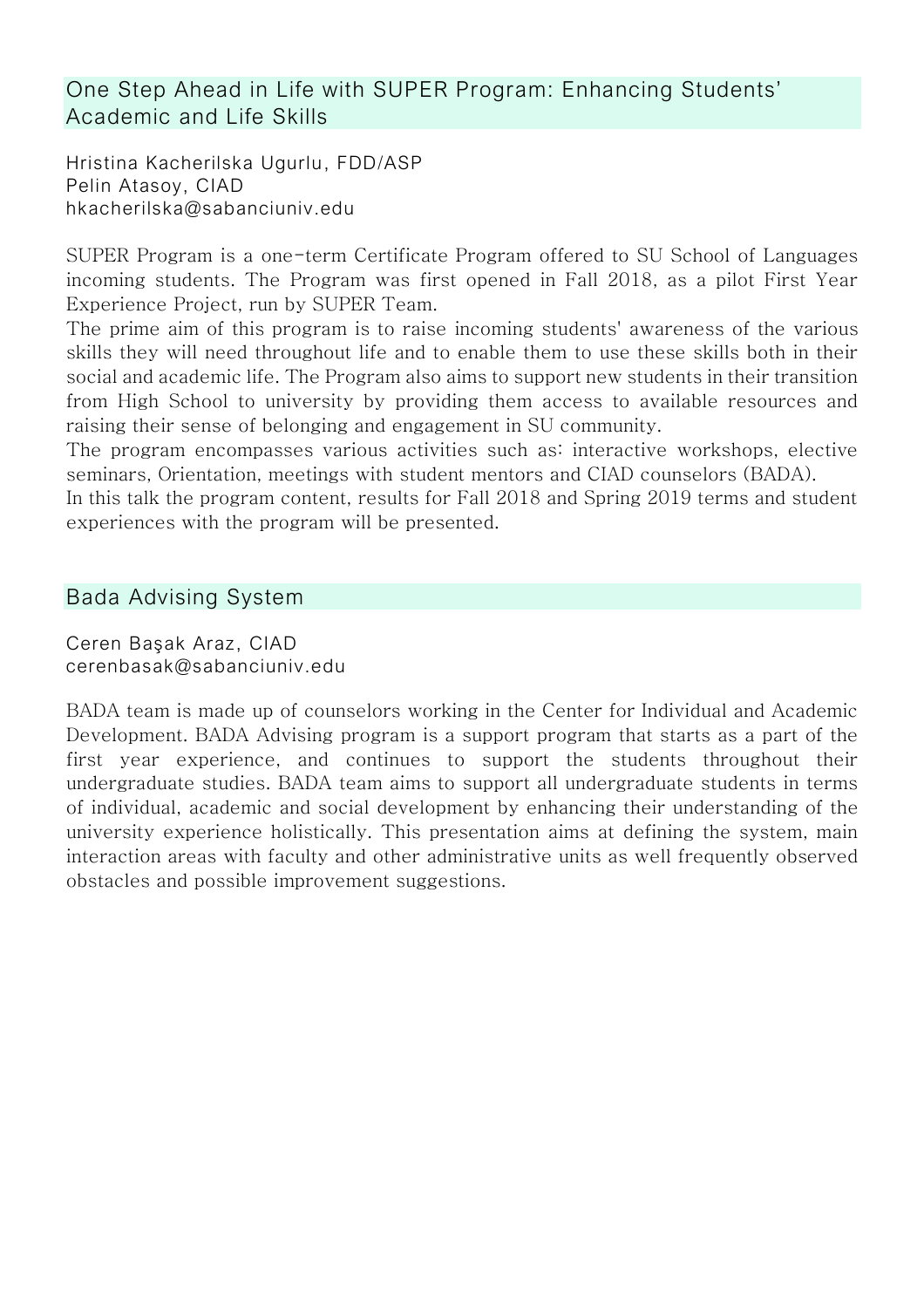## One Step Ahead in Life with SUPER Program: Enhancing Students' Academic and Life Skills

Hristina Kacherilska Ugurlu, FDD/ASP
Pelin Atasoy, CIAD
hkacherilska@sabanciuniv.edu

SUPER Program is a one-term Certificate Program offered to SU School of Languages incoming students. The Program was first opened in Fall 2018, as a pilot First Year Experience Project, run by SUPER Team.
The prime aim of this program is to raise incoming students' awareness of the various skills they will need throughout life and to enable them to use these skills both in their social and academic life. The Program also aims to support new students in their transition from High School to university by providing them access to available resources and raising their sense of belonging and engagement in SU community.
The program encompasses various activities such as: interactive workshops, elective seminars, Orientation, meetings with student mentors and CIAD counselors (BADA).
In this talk the program content, results for Fall 2018 and Spring 2019 terms and student experiences with the program will be presented.

## Bada Advising System

Ceren Başak Araz, CIAD
cerenbasak@sabanciuniv.edu

BADA team is made up of counselors working in the Center for Individual and Academic Development. BADA Advising program is a support program that starts as a part of the first year experience, and continues to support the students throughout their undergraduate studies. BADA team aims to support all undergraduate students in terms of individual, academic and social development by enhancing their understanding of the university experience holistically. This presentation aims at defining the system, main interaction areas with faculty and other administrative units as well frequently observed obstacles and possible improvement suggestions.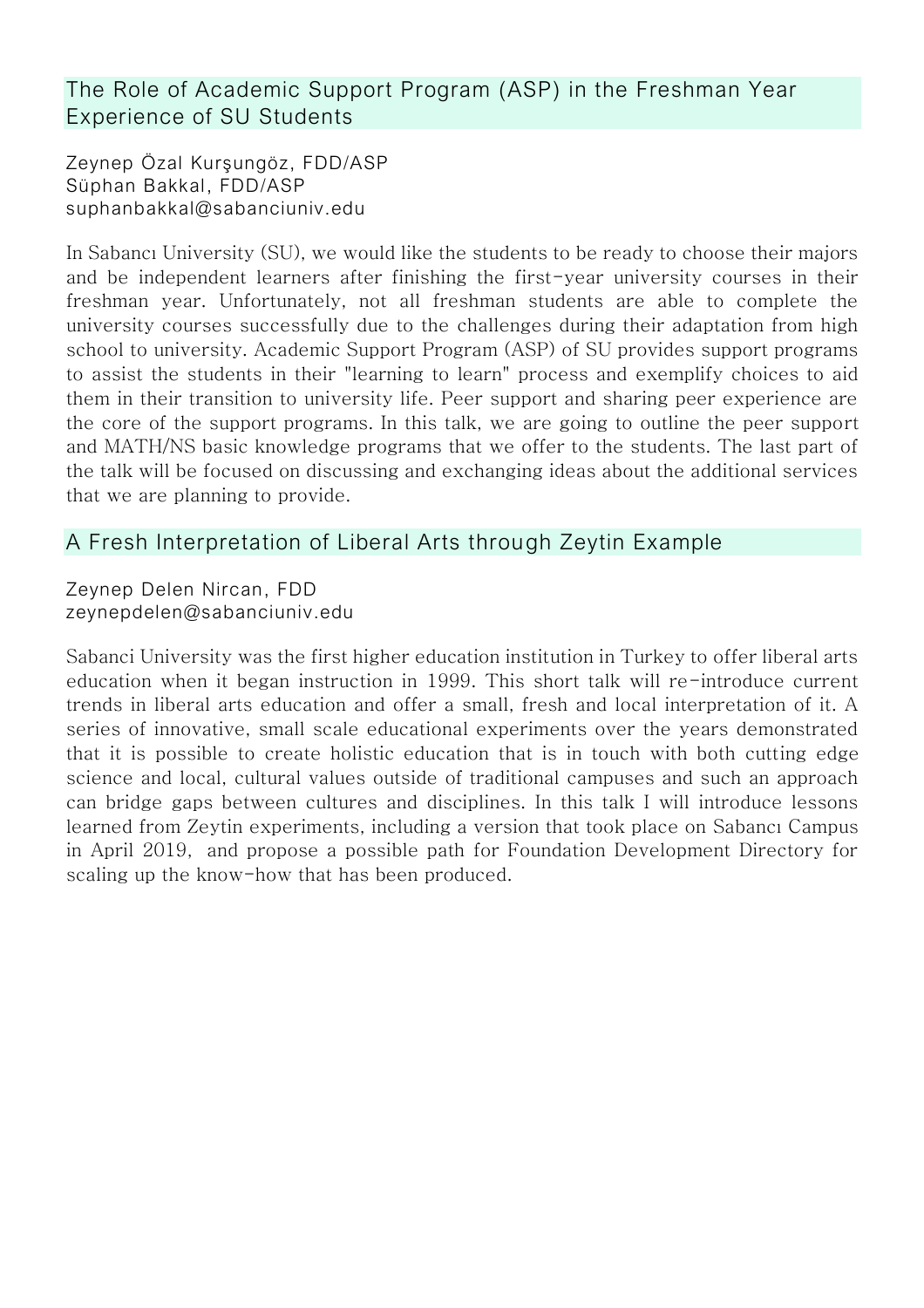## The Role of Academic Support Program (ASP) in the Freshman Year Experience of SU Students

Zeynep Özal Kurşungöz, FDD/ASP
Süphan Bakkal, FDD/ASP
suphanbakkal@sabanciuniv.edu

In Sabancı University (SU), we would like the students to be ready to choose their majors and be independent learners after finishing the first-year university courses in their freshman year. Unfortunately, not all freshman students are able to complete the university courses successfully due to the challenges during their adaptation from high school to university. Academic Support Program (ASP) of SU provides support programs to assist the students in their "learning to learn" process and exemplify choices to aid them in their transition to university life. Peer support and sharing peer experience are the core of the support programs. In this talk, we are going to outline the peer support and MATH/NS basic knowledge programs that we offer to the students. The last part of the talk will be focused on discussing and exchanging ideas about the additional services that we are planning to provide.

## A Fresh Interpretation of Liberal Arts through Zeytin Example

Zeynep Delen Nircan, FDD
zeynepdelen@sabanciuniv.edu

Sabanci University was the first higher education institution in Turkey to offer liberal arts education when it began instruction in 1999. This short talk will re-introduce current trends in liberal arts education and offer a small, fresh and local interpretation of it. A series of innovative, small scale educational experiments over the years demonstrated that it is possible to create holistic education that is in touch with both cutting edge science and local, cultural values outside of traditional campuses and such an approach can bridge gaps between cultures and disciplines. In this talk I will introduce lessons learned from Zeytin experiments, including a version that took place on Sabancı Campus in April 2019, and propose a possible path for Foundation Development Directory for scaling up the know-how that has been produced.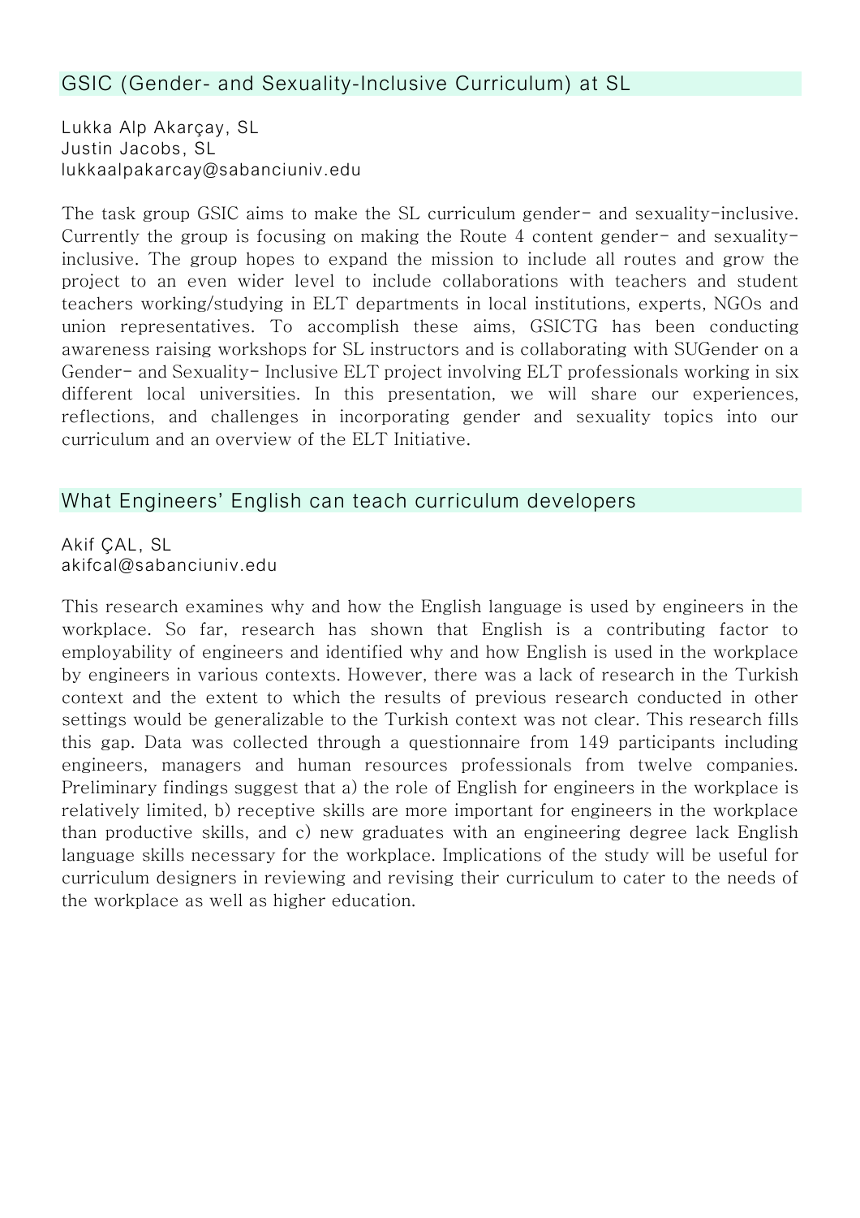## GSIC (Gender- and Sexuality-Inclusive Curriculum) at SL

Lukka Alp Akarçay, SL
Justin Jacobs, SL
lukkaalpakarcay@sabanciuniv.edu

The task group GSIC aims to make the SL curriculum gender- and sexuality-inclusive. Currently the group is focusing on making the Route 4 content gender- and sexuality-inclusive. The group hopes to expand the mission to include all routes and grow the project to an even wider level to include collaborations with teachers and student teachers working/studying in ELT departments in local institutions, experts, NGOs and union representatives. To accomplish these aims, GSICTG has been conducting awareness raising workshops for SL instructors and is collaborating with SUGender on a Gender- and Sexuality- Inclusive ELT project involving ELT professionals working in six different local universities. In this presentation, we will share our experiences, reflections, and challenges in incorporating gender and sexuality topics into our curriculum and an overview of the ELT Initiative.

## What Engineers' English can teach curriculum developers

Akif ÇAL, SL
akifcal@sabanciuniv.edu

This research examines why and how the English language is used by engineers in the workplace. So far, research has shown that English is a contributing factor to employability of engineers and identified why and how English is used in the workplace by engineers in various contexts. However, there was a lack of research in the Turkish context and the extent to which the results of previous research conducted in other settings would be generalizable to the Turkish context was not clear. This research fills this gap. Data was collected through a questionnaire from 149 participants including engineers, managers and human resources professionals from twelve companies. Preliminary findings suggest that a) the role of English for engineers in the workplace is relatively limited, b) receptive skills are more important for engineers in the workplace than productive skills, and c) new graduates with an engineering degree lack English language skills necessary for the workplace. Implications of the study will be useful for curriculum designers in reviewing and revising their curriculum to cater to the needs of the workplace as well as higher education.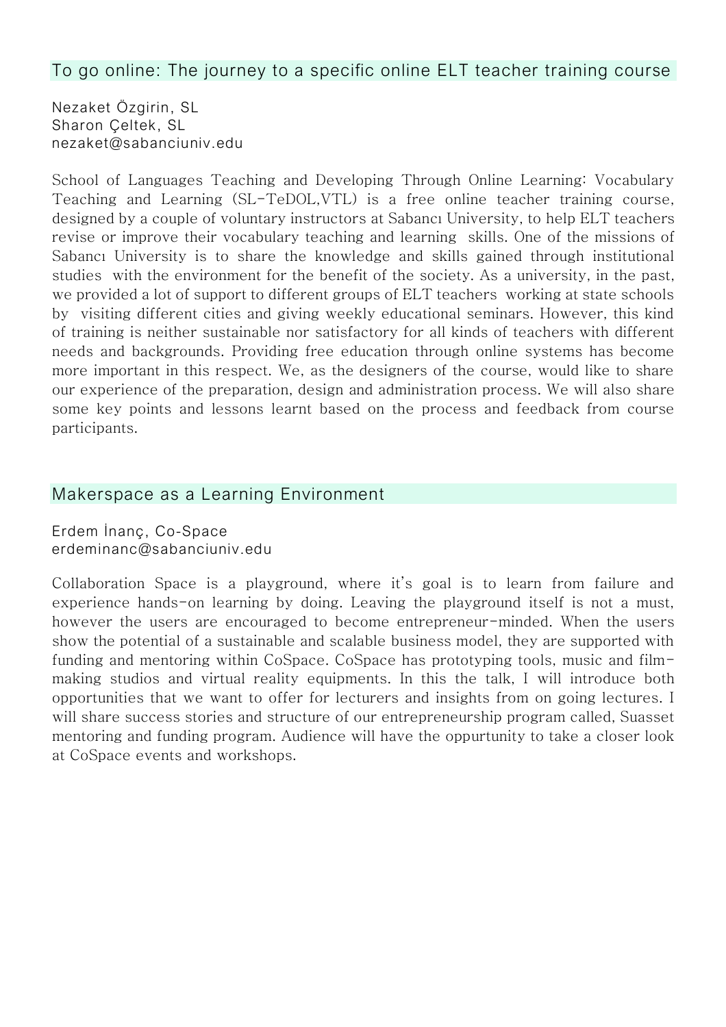## To go online: The journey to a specific online ELT teacher training course

Nezaket Özgirin, SL
Sharon Çeltek, SL
nezaket@sabanciuniv.edu

School of Languages Teaching and Developing Through Online Learning: Vocabulary Teaching and Learning (SL-TeDOL,VTL) is a free online teacher training course, designed by a couple of voluntary instructors at Sabancı University, to help ELT teachers revise or improve their vocabulary teaching and learning skills. One of the missions of Sabancı University is to share the knowledge and skills gained through institutional studies with the environment for the benefit of the society. As a university, in the past, we provided a lot of support to different groups of ELT teachers working at state schools by visiting different cities and giving weekly educational seminars. However, this kind of training is neither sustainable nor satisfactory for all kinds of teachers with different needs and backgrounds. Providing free education through online systems has become more important in this respect. We, as the designers of the course, would like to share our experience of the preparation, design and administration process. We will also share some key points and lessons learnt based on the process and feedback from course participants.

## Makerspace as a Learning Environment

Erdem İnanç, Co-Space
erdeminanc@sabanciuniv.edu

Collaboration Space is a playground, where it's goal is to learn from failure and experience hands-on learning by doing. Leaving the playground itself is not a must, however the users are encouraged to become entrepreneur-minded. When the users show the potential of a sustainable and scalable business model, they are supported with funding and mentoring within CoSpace. CoSpace has prototyping tools, music and film-making studios and virtual reality equipments. In this the talk, I will introduce both opportunities that we want to offer for lecturers and insights from on going lectures. I will share success stories and structure of our entrepreneurship program called, Suasset mentoring and funding program. Audience will have the oppurtunity to take a closer look at CoSpace events and workshops.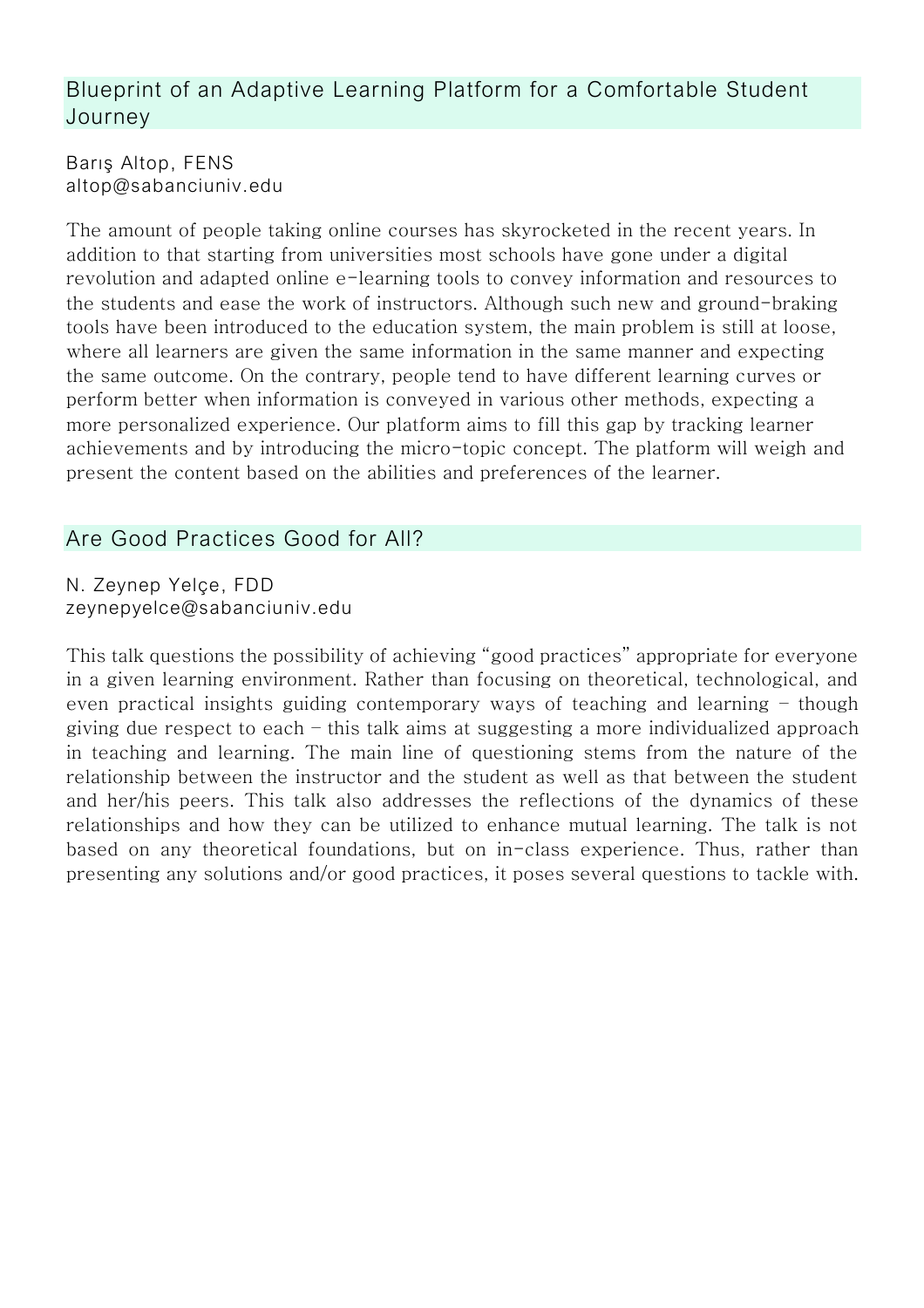## Blueprint of an Adaptive Learning Platform for a Comfortable Student Journey

Barış Altop, FENS
altop@sabanciuniv.edu

The amount of people taking online courses has skyrocketed in the recent years. In addition to that starting from universities most schools have gone under a digital revolution and adapted online e-learning tools to convey information and resources to the students and ease the work of instructors. Although such new and ground-braking tools have been introduced to the education system, the main problem is still at loose, where all learners are given the same information in the same manner and expecting the same outcome. On the contrary, people tend to have different learning curves or perform better when information is conveyed in various other methods, expecting a more personalized experience. Our platform aims to fill this gap by tracking learner achievements and by introducing the micro-topic concept. The platform will weigh and present the content based on the abilities and preferences of the learner.

## Are Good Practices Good for All?

N. Zeynep Yelçe, FDD
zeynepyelce@sabanciuniv.edu

This talk questions the possibility of achieving "good practices" appropriate for everyone in a given learning environment. Rather than focusing on theoretical, technological, and even practical insights guiding contemporary ways of teaching and learning - though giving due respect to each - this talk aims at suggesting a more individualized approach in teaching and learning. The main line of questioning stems from the nature of the relationship between the instructor and the student as well as that between the student and her/his peers. This talk also addresses the reflections of the dynamics of these relationships and how they can be utilized to enhance mutual learning. The talk is not based on any theoretical foundations, but on in-class experience. Thus, rather than presenting any solutions and/or good practices, it poses several questions to tackle with.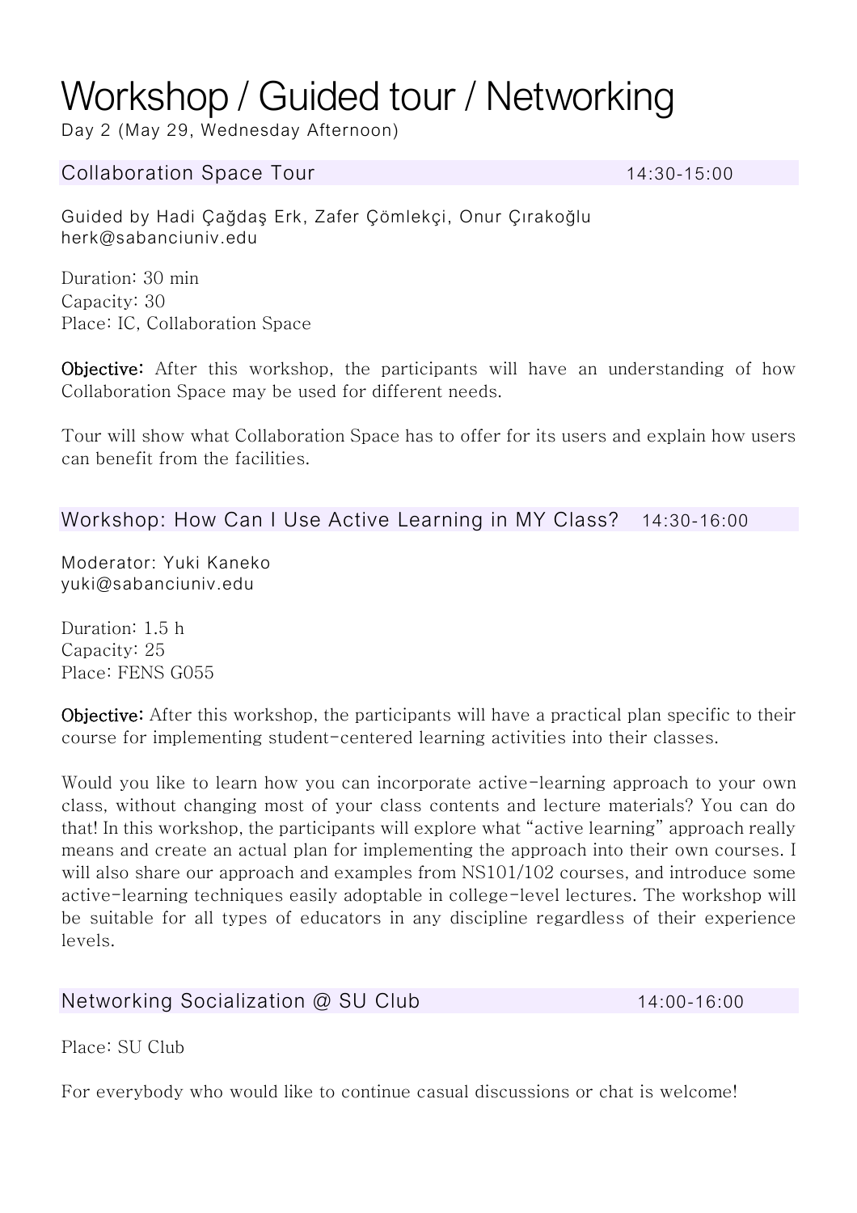# Workshop / Guided tour / Networking

Day 2 (May 29, Wednesday Afternoon)

## Collaboration Space Tour 14:30-15:00

Guided by Hadi Çağdaş Erk, Zafer Çömlekçi, Onur Çırakoğlu
herk@sabanciuniv.edu

Duration: 30 min
Capacity: 30
Place: IC, Collaboration Space

**Objective:** After this workshop, the participants will have an understanding of how Collaboration Space may be used for different needs.

Tour will show what Collaboration Space has to offer for its users and explain how users can benefit from the facilities.

## Workshop: How Can I Use Active Learning in MY Class? 14:30-16:00

Moderator: Yuki Kaneko
yuki@sabanciuniv.edu

Duration: 1.5 h
Capacity: 25
Place: FENS G055

**Objective:** After this workshop, the participants will have a practical plan specific to their course for implementing student-centered learning activities into their classes.

Would you like to learn how you can incorporate active-learning approach to your own class, without changing most of your class contents and lecture materials? You can do that! In this workshop, the participants will explore what "active learning" approach really means and create an actual plan for implementing the approach into their own courses. I will also share our approach and examples from NS101/102 courses, and introduce some active-learning techniques easily adoptable in college-level lectures. The workshop will be suitable for all types of educators in any discipline regardless of their experience levels.

## Networking Socialization @ SU Club 14:00-16:00

Place: SU Club

For everybody who would like to continue casual discussions or chat is welcome!